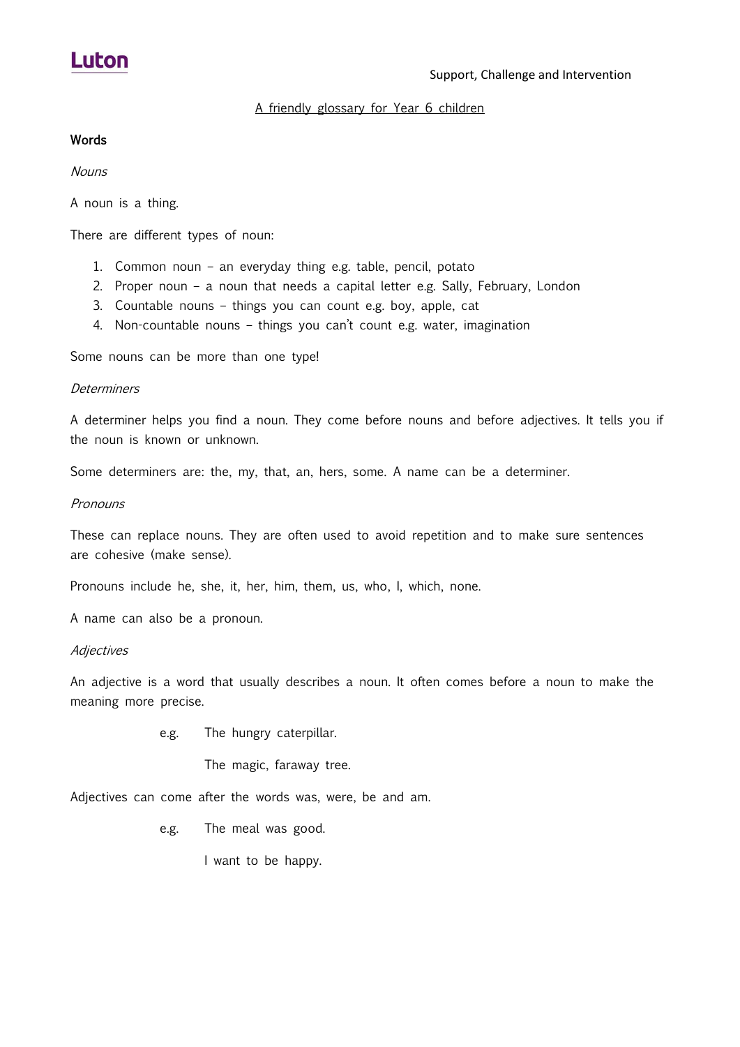Luton

Support, Challenge and Intervention

# A friendly glossary for Year 6 children

## Words

### *Nouns*

A noun is a thing.

There are different types of noun:

1. Common noun – an everyday thing e.g. table, pencil, potato
2. Proper noun – a noun that needs a capital letter e.g. Sally, February, London
3. Countable nouns – things you can count e.g. boy, apple, cat
4. Non-countable nouns – things you can't count e.g. water, imagination

Some nouns can be more than one type!

### *Determiners*

A determiner helps you find a noun. They come before nouns and before adjectives. It tells you if the noun is known or unknown.

Some determiners are: the, my, that, an, hers, some. A name can be a determiner.

### *Pronouns*

These can replace nouns. They are often used to avoid repetition and to make sure sentences are cohesive (make sense).

Pronouns include he, she, it, her, him, them, us, who, I, which, none.

A name can also be a pronoun.

### *Adjectives*

An adjective is a word that usually describes a noun. It often comes before a noun to make the meaning more precise.

e.g. The hungry caterpillar.

The magic, faraway tree.

Adjectives can come after the words was, were, be and am.

e.g. The meal was good.

I want to be happy.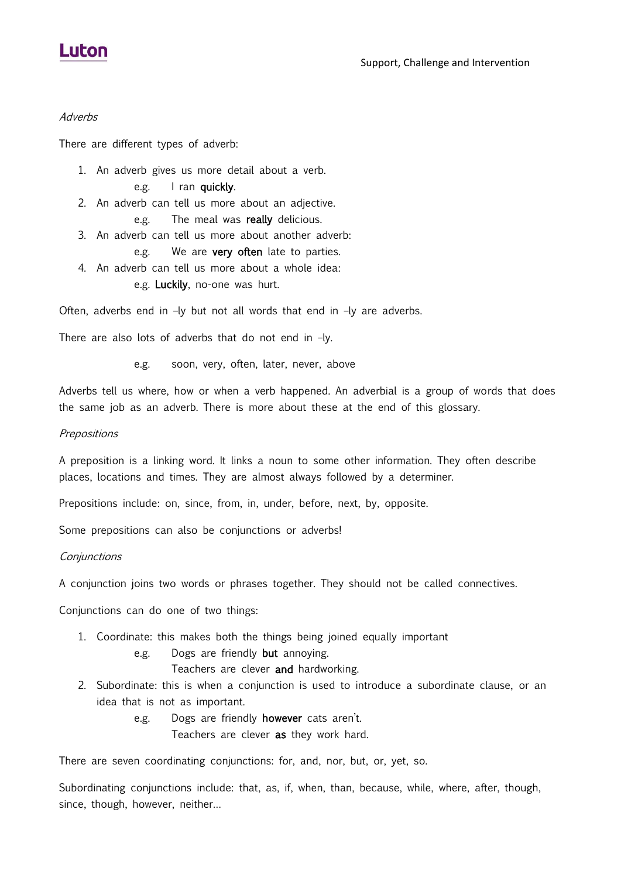*Adverbs*

There are different types of adverb:

1. An adverb gives us more detail about a verb.
   e.g. I ran **quickly**.
2. An adverb can tell us more about an adjective.
   e.g. The meal was **really** delicious.
3. An adverb can tell us more about another adverb:
   e.g. We are **very often** late to parties.
4. An adverb can tell us more about a whole idea:
   e.g. **Luckily**, no-one was hurt.

Often, adverbs end in –ly but not all words that end in –ly are adverbs.

There are also lots of adverbs that do not end in –ly.

e.g. soon, very, often, later, never, above

Adverbs tell us where, how or when a verb happened. An adverbial is a group of words that does the same job as an adverb. There is more about these at the end of this glossary.

*Prepositions*

A preposition is a linking word. It links a noun to some other information. They often describe places, locations and times. They are almost always followed by a determiner.

Prepositions include: on, since, from, in, under, before, next, by, opposite.

Some prepositions can also be conjunctions or adverbs!

*Conjunctions*

A conjunction joins two words or phrases together. They should not be called connectives.

Conjunctions can do one of two things:

1. Coordinate: this makes both the things being joined equally important
   e.g. Dogs are friendly **but** annoying.
   Teachers are clever **and** hardworking.
2. Subordinate: this is when a conjunction is used to introduce a subordinate clause, or an idea that is not as important.
   e.g. Dogs are friendly **however** cats aren't.
   Teachers are clever **as** they work hard.

There are seven coordinating conjunctions: for, and, nor, but, or, yet, so.

Subordinating conjunctions include: that, as, if, when, than, because, while, where, after, though, since, though, however, neither…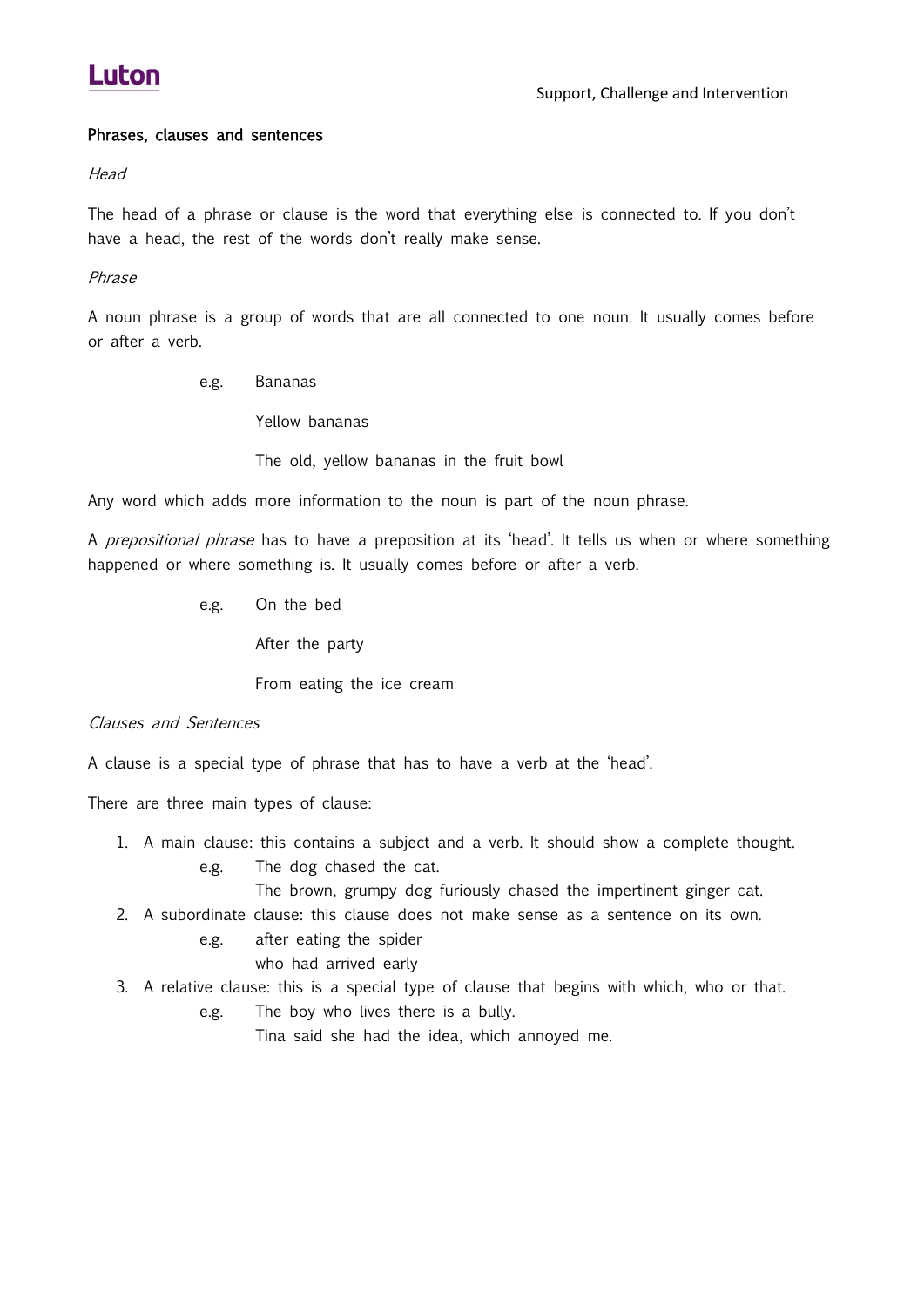## Phrases, clauses and sentences

*Head*

The head of a phrase or clause is the word that everything else is connected to. If you don't have a head, the rest of the words don't really make sense.

*Phrase*

A noun phrase is a group of words that are all connected to one noun. It usually comes before or after a verb.

e.g. Bananas

Yellow bananas

The old, yellow bananas in the fruit bowl

Any word which adds more information to the noun is part of the noun phrase.

A *prepositional phrase* has to have a preposition at its 'head'. It tells us when or where something happened or where something is. It usually comes before or after a verb.

e.g. On the bed

After the party

From eating the ice cream

*Clauses and Sentences*

A clause is a special type of phrase that has to have a verb at the 'head'.

There are three main types of clause:

1. A main clause: this contains a subject and a verb. It should show a complete thought.
   e.g. The dog chased the cat.
   The brown, grumpy dog furiously chased the impertinent ginger cat.
2. A subordinate clause: this clause does not make sense as a sentence on its own.
   e.g. after eating the spider
   who had arrived early
3. A relative clause: this is a special type of clause that begins with which, who or that.
   e.g. The boy who lives there is a bully.
   Tina said she had the idea, which annoyed me.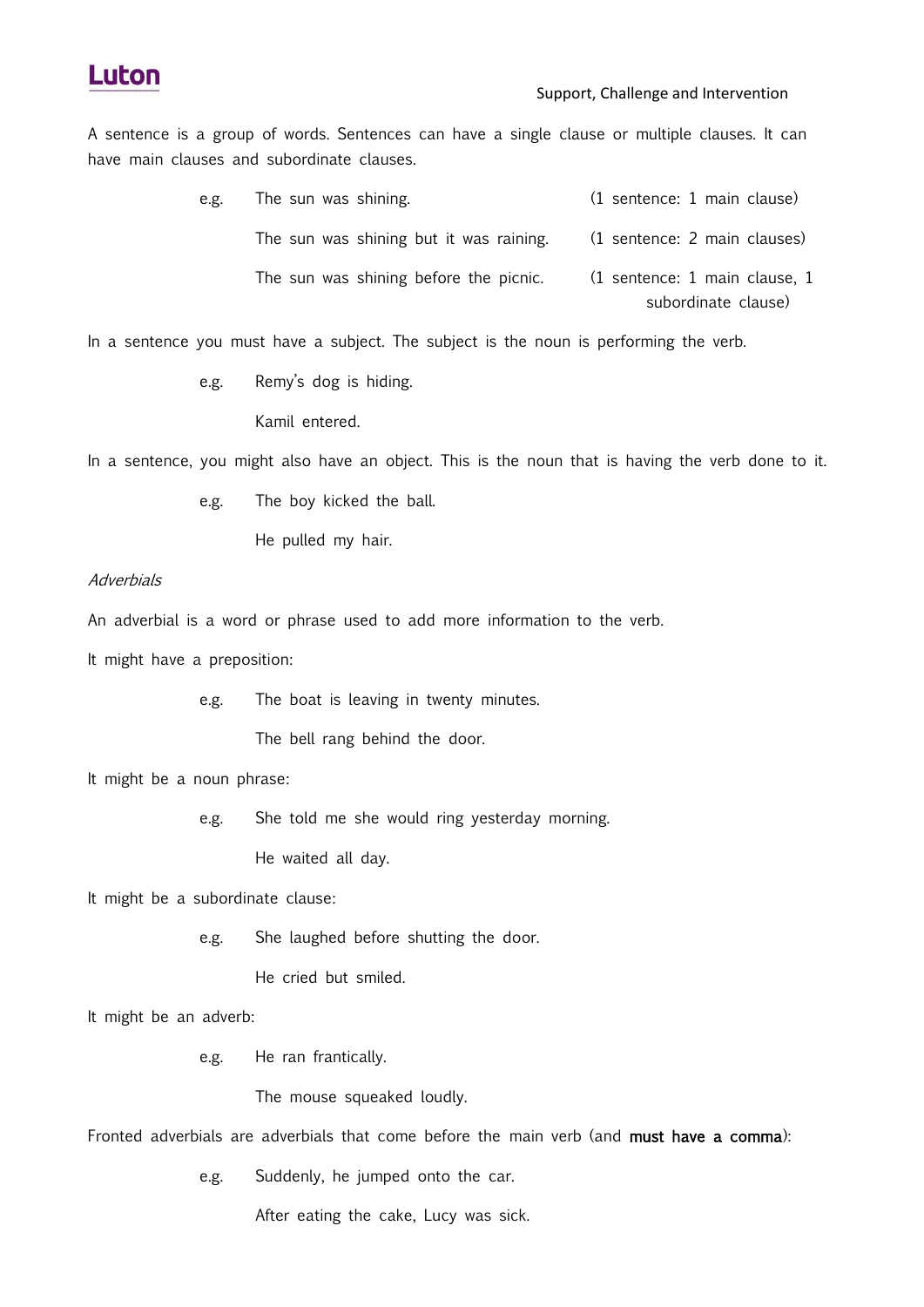A sentence is a group of words. Sentences can have a single clause or multiple clauses. It can have main clauses and subordinate clauses.

| | | |
|---|---|---|
| e.g. | The sun was shining. | (1 sentence: 1 main clause) |
| | The sun was shining but it was raining. | (1 sentence: 2 main clauses) |
| | The sun was shining before the picnic. | (1 sentence: 1 main clause, 1 subordinate clause) |

In a sentence you must have a subject. The subject is the noun is performing the verb.

e.g. Remy's dog is hiding.

Kamil entered.

In a sentence, you might also have an object. This is the noun that is having the verb done to it.

e.g. The boy kicked the ball.

He pulled my hair.

*Adverbials*

An adverbial is a word or phrase used to add more information to the verb.

It might have a preposition:

e.g. The boat is leaving in twenty minutes.

The bell rang behind the door.

It might be a noun phrase:

e.g. She told me she would ring yesterday morning.

He waited all day.

It might be a subordinate clause:

e.g. She laughed before shutting the door.

He cried but smiled.

It might be an adverb:

e.g. He ran frantically.

The mouse squeaked loudly.

Fronted adverbials are adverbials that come before the main verb (and **must have a comma**):

e.g. Suddenly, he jumped onto the car.

After eating the cake, Lucy was sick.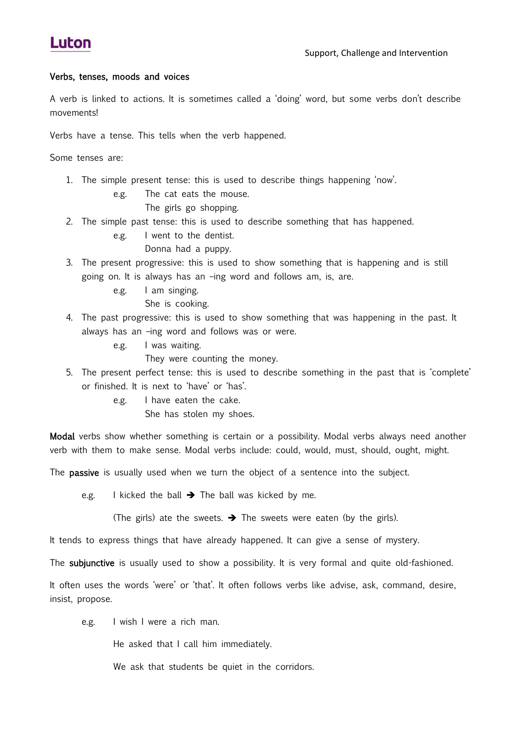## Verbs, tenses, moods and voices

A verb is linked to actions. It is sometimes called a 'doing' word, but some verbs don't describe movements!

Verbs have a tense. This tells when the verb happened.

Some tenses are:

1. The simple present tense: this is used to describe things happening 'now'.
   - e.g. The cat eats the mouse.
     The girls go shopping.
2. The simple past tense: this is used to describe something that has happened.
   - e.g. I went to the dentist.
     Donna had a puppy.
3. The present progressive: this is used to show something that is happening and is still going on. It is always has an –ing word and follows am, is, are.
   - e.g. I am singing.
     She is cooking.
4. The past progressive: this is used to show something that was happening in the past. It always has an –ing word and follows was or were.
   - e.g. I was waiting.
     They were counting the money.
5. The present perfect tense: this is used to describe something in the past that is 'complete' or finished. It is next to 'have' or 'has'.
   - e.g. I have eaten the cake.
     She has stolen my shoes.

**Modal** verbs show whether something is certain or a possibility. Modal verbs always need another verb with them to make sense. Modal verbs include: could, would, must, should, ought, might.

The **passive** is usually used when we turn the object of a sentence into the subject.

e.g. I kicked the ball ➔ The ball was kicked by me.

(The girls) ate the sweets. ➔ The sweets were eaten (by the girls).

It tends to express things that have already happened. It can give a sense of mystery.

The **subjunctive** is usually used to show a possibility. It is very formal and quite old-fashioned.

It often uses the words 'were' or 'that'. It often follows verbs like advise, ask, command, desire, insist, propose.

e.g. I wish I were a rich man.

He asked that I call him immediately.

We ask that students be quiet in the corridors.